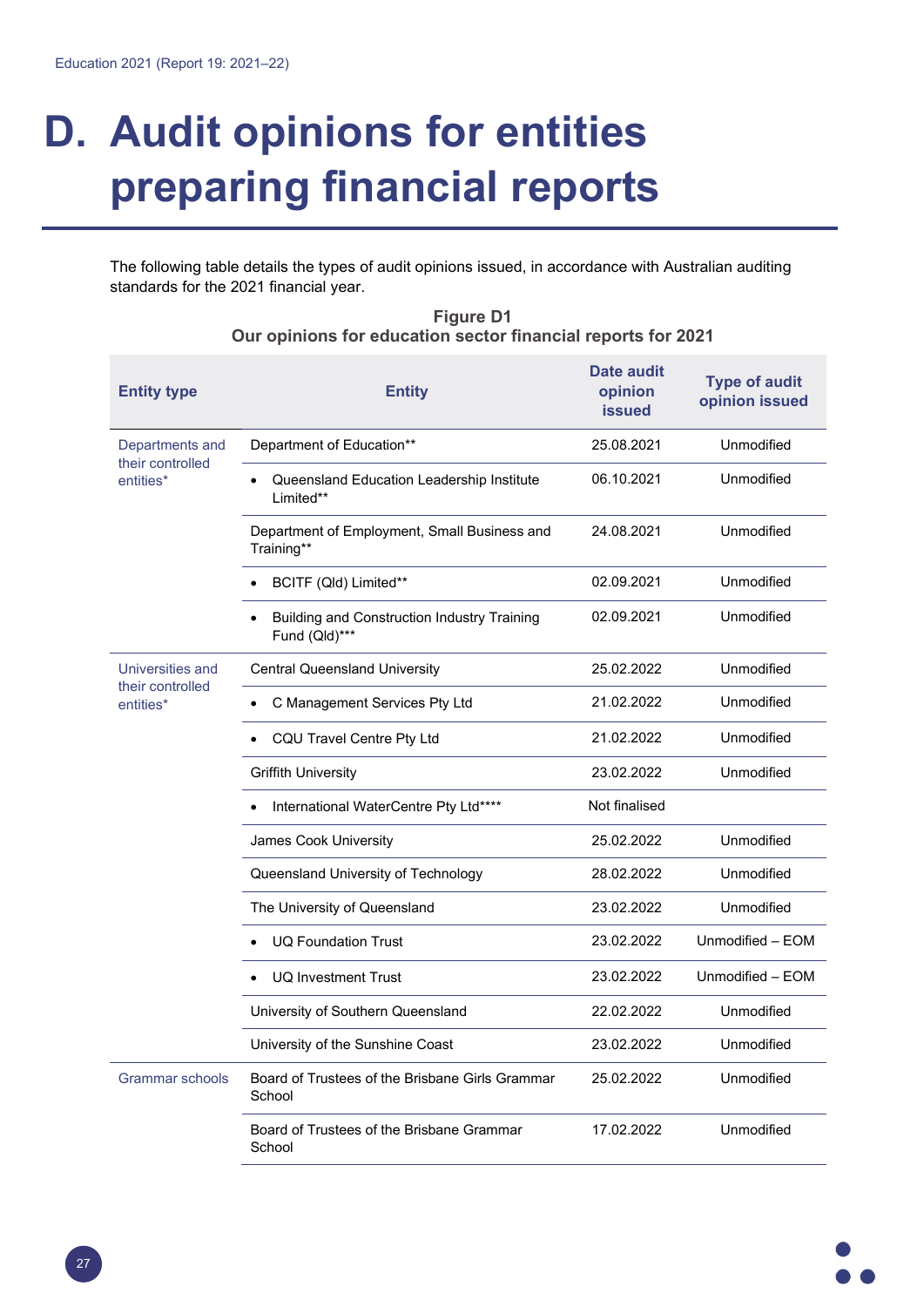# D. Audit opinions for entities preparing financial reports

The following table details the types of audit opinions issued, in accordance with Australian auditing standards for the 2021 financial year.

**Figure D1**
**Our opinions for education sector financial reports for 2021**

| Entity type | Entity | Date audit opinion issued | Type of audit opinion issued |
|---|---|---|---|
| Departments and their controlled entities* | Department of Education** | 25.08.2021 | Unmodified |
| | • Queensland Education Leadership Institute Limited** | 06.10.2021 | Unmodified |
| | Department of Employment, Small Business and Training** | 24.08.2021 | Unmodified |
| | • BCITF (Qld) Limited** | 02.09.2021 | Unmodified |
| | • Building and Construction Industry Training Fund (Qld)*** | 02.09.2021 | Unmodified |
| Universities and their controlled entities* | Central Queensland University | 25.02.2022 | Unmodified |
| | • C Management Services Pty Ltd | 21.02.2022 | Unmodified |
| | • CQU Travel Centre Pty Ltd | 21.02.2022 | Unmodified |
| | Griffith University | 23.02.2022 | Unmodified |
| | • International WaterCentre Pty Ltd**** | Not finalised | |
| | James Cook University | 25.02.2022 | Unmodified |
| | Queensland University of Technology | 28.02.2022 | Unmodified |
| | The University of Queensland | 23.02.2022 | Unmodified |
| | • UQ Foundation Trust | 23.02.2022 | Unmodified – EOM |
| | • UQ Investment Trust | 23.02.2022 | Unmodified – EOM |
| | University of Southern Queensland | 22.02.2022 | Unmodified |
| | University of the Sunshine Coast | 23.02.2022 | Unmodified |
| Grammar schools | Board of Trustees of the Brisbane Girls Grammar School | 25.02.2022 | Unmodified |
| | Board of Trustees of the Brisbane Grammar School | 17.02.2022 | Unmodified |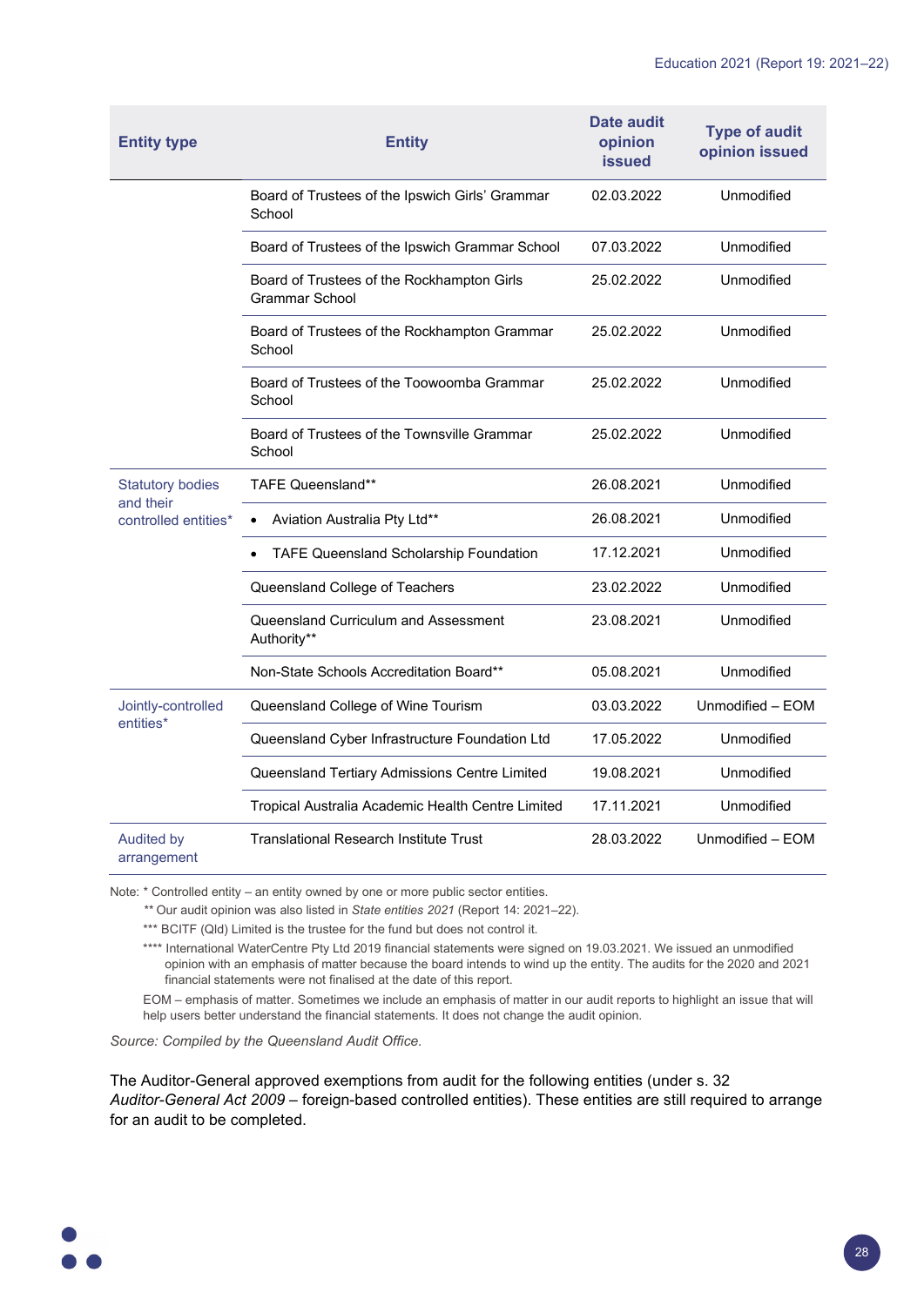| Entity type | Entity | Date audit opinion issued | Type of audit opinion issued |
|---|---|---|---|
| | Board of Trustees of the Ipswich Girls' Grammar School | 02.03.2022 | Unmodified |
| | Board of Trustees of the Ipswich Grammar School | 07.03.2022 | Unmodified |
| | Board of Trustees of the Rockhampton Girls Grammar School | 25.02.2022 | Unmodified |
| | Board of Trustees of the Rockhampton Grammar School | 25.02.2022 | Unmodified |
| | Board of Trustees of the Toowoomba Grammar School | 25.02.2022 | Unmodified |
| | Board of Trustees of the Townsville Grammar School | 25.02.2022 | Unmodified |
| Statutory bodies and their controlled entities* | TAFE Queensland** | 26.08.2021 | Unmodified |
| | • Aviation Australia Pty Ltd** | 26.08.2021 | Unmodified |
| | • TAFE Queensland Scholarship Foundation | 17.12.2021 | Unmodified |
| | Queensland College of Teachers | 23.02.2022 | Unmodified |
| | Queensland Curriculum and Assessment Authority** | 23.08.2021 | Unmodified |
| | Non-State Schools Accreditation Board** | 05.08.2021 | Unmodified |
| Jointly-controlled entities* | Queensland College of Wine Tourism | 03.03.2022 | Unmodified – EOM |
| | Queensland Cyber Infrastructure Foundation Ltd | 17.05.2022 | Unmodified |
| | Queensland Tertiary Admissions Centre Limited | 19.08.2021 | Unmodified |
| | Tropical Australia Academic Health Centre Limited | 17.11.2021 | Unmodified |
| Audited by arrangement | Translational Research Institute Trust | 28.03.2022 | Unmodified – EOM |

Note: * Controlled entity – an entity owned by one or more public sector entities.

** Our audit opinion was also listed in *State entities 2021* (Report 14: 2021–22).

*** BCITF (Qld) Limited is the trustee for the fund but does not control it.

**** International WaterCentre Pty Ltd 2019 financial statements were signed on 19.03.2021. We issued an unmodified opinion with an emphasis of matter because the board intends to wind up the entity. The audits for the 2020 and 2021 financial statements were not finalised at the date of this report.

EOM – emphasis of matter. Sometimes we include an emphasis of matter in our audit reports to highlight an issue that will help users better understand the financial statements. It does not change the audit opinion.

*Source: Compiled by the Queensland Audit Office.*

The Auditor-General approved exemptions from audit for the following entities (under s. 32 *Auditor-General Act 2009* – foreign-based controlled entities). These entities are still required to arrange for an audit to be completed.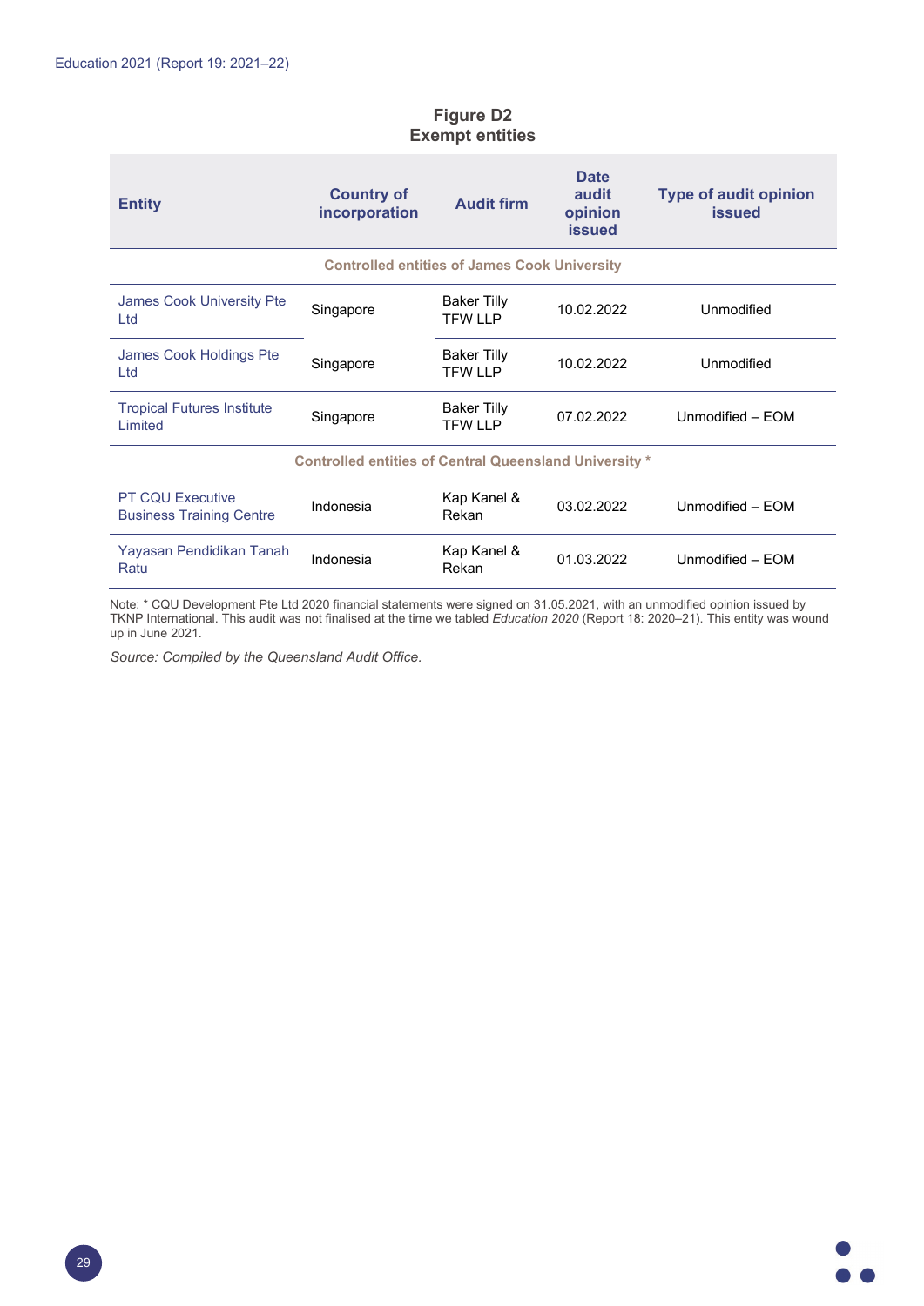**Figure D2**
**Exempt entities**

| Entity | Country of incorporation | Audit firm | Date audit opinion issued | Type of audit opinion issued |
|---|---|---|---|---|
| **Controlled entities of James Cook University** | | | | |
| James Cook University Pte Ltd | Singapore | Baker Tilly TFW LLP | 10.02.2022 | Unmodified |
| James Cook Holdings Pte Ltd | Singapore | Baker Tilly TFW LLP | 10.02.2022 | Unmodified |
| Tropical Futures Institute Limited | Singapore | Baker Tilly TFW LLP | 07.02.2022 | Unmodified – EOM |
| **Controlled entities of Central Queensland University *** | | | | |
| PT CQU Executive Business Training Centre | Indonesia | Kap Kanel & Rekan | 03.02.2022 | Unmodified – EOM |
| Yayasan Pendidikan Tanah Ratu | Indonesia | Kap Kanel & Rekan | 01.03.2022 | Unmodified – EOM |

Note: * CQU Development Pte Ltd 2020 financial statements were signed on 31.05.2021, with an unmodified opinion issued by TKNP International. This audit was not finalised at the time we tabled *Education 2020* (Report 18: 2020–21). This entity was wound up in June 2021.

*Source: Compiled by the Queensland Audit Office.*